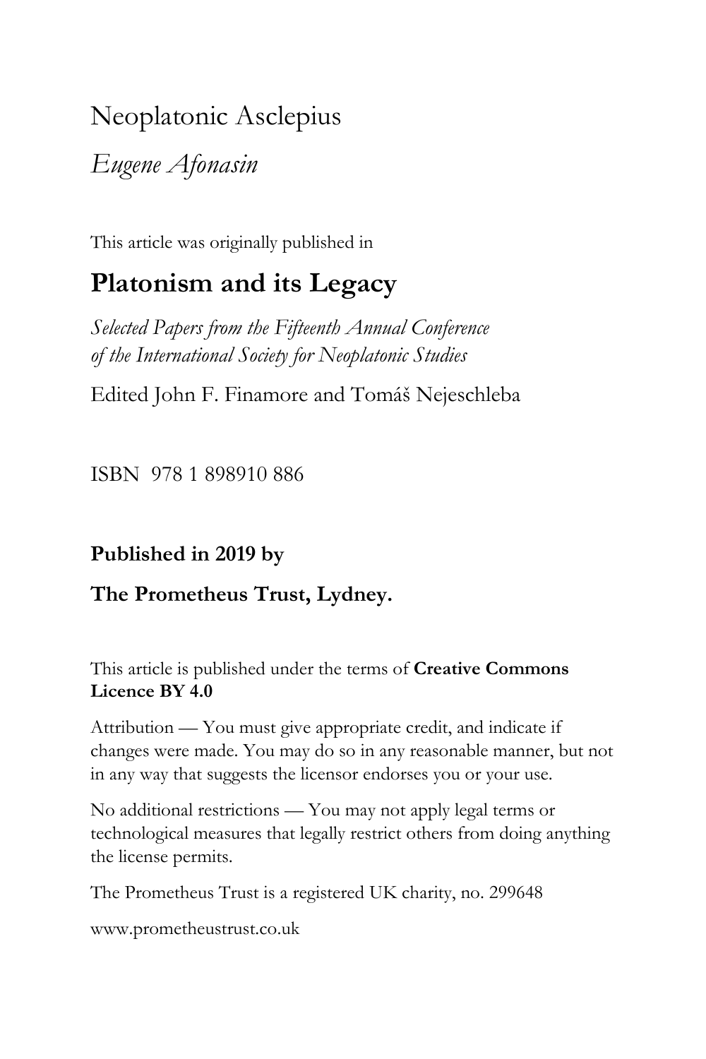# Neoplatonic Asclepius

*Eugene Afonasin*

This article was originally published in

## Platonism and its Legacy

*Selected Papers from the Fifteenth Annual Conference of the International Society for Neoplatonic Studies*

Edited John F. Finamore and Tomáš Nejeschleba

ISBN 978 1 898910 886

**Published in 2019 by**

**The Prometheus Trust, Lydney.**

This article is published under the terms of **Creative Commons Licence BY 4.0**

Attribution — You must give appropriate credit, and indicate if changes were made. You may do so in any reasonable manner, but not in any way that suggests the licensor endorses you or your use.

No additional restrictions — You may not apply legal terms or technological measures that legally restrict others from doing anything the license permits.

The Prometheus Trust is a registered UK charity, no. 299648

www.prometheustrust.co.uk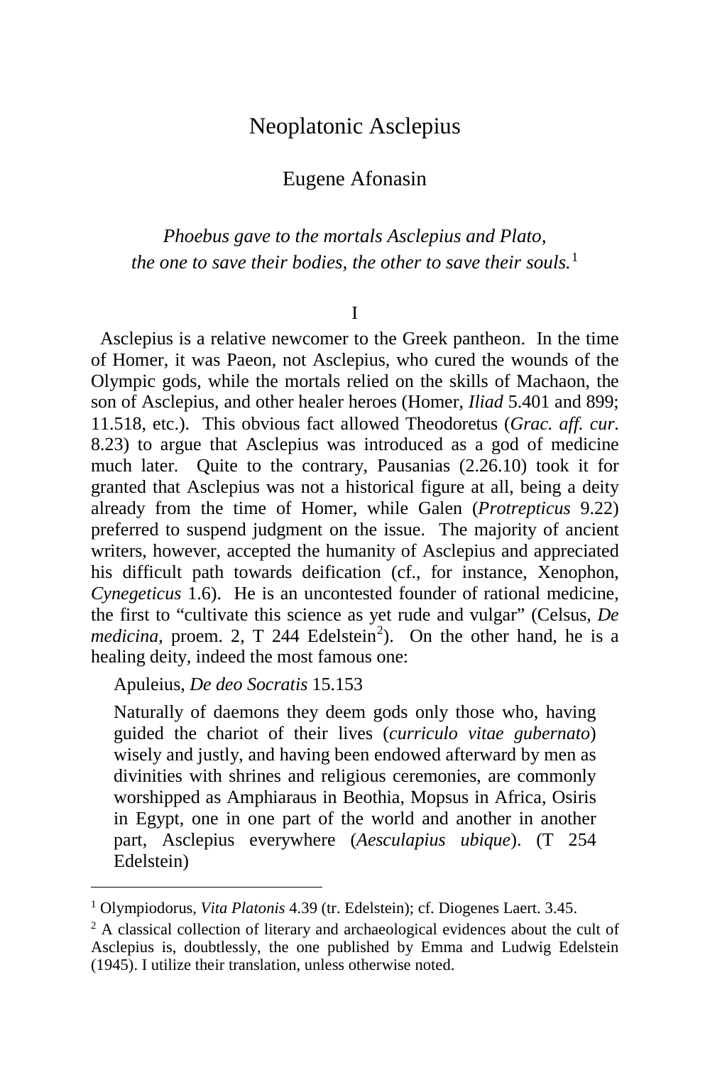# Neoplatonic Asclepius

## Eugene Afonasin

*Phoebus gave to the mortals Asclepius and Plato,*
*the one to save their bodies, the other to save their souls.*[1]

### I

Asclepius is a relative newcomer to the Greek pantheon. In the time of Homer, it was Paeon, not Asclepius, who cured the wounds of the Olympic gods, while the mortals relied on the skills of Machaon, the son of Asclepius, and other healer heroes (Homer, *Iliad* 5.401 and 899; 11.518, etc.). This obvious fact allowed Theodoretus (*Grac. aff. cur.* 8.23) to argue that Asclepius was introduced as a god of medicine much later. Quite to the contrary, Pausanias (2.26.10) took it for granted that Asclepius was not a historical figure at all, being a deity already from the time of Homer, while Galen (*Protrepticus* 9.22) preferred to suspend judgment on the issue. The majority of ancient writers, however, accepted the humanity of Asclepius and appreciated his difficult path towards deification (cf., for instance, Xenophon, *Cynegeticus* 1.6). He is an uncontested founder of rational medicine, the first to "cultivate this science as yet rude and vulgar" (Celsus, *De medicina*, proem. 2, T 244 Edelstein[2]). On the other hand, he is a healing deity, indeed the most famous one:

> Apuleius, *De deo Socratis* 15.153
>
> Naturally of daemons they deem gods only those who, having guided the chariot of their lives (*curriculo vitae gubernato*) wisely and justly, and having been endowed afterward by men as divinities with shrines and religious ceremonies, are commonly worshipped as Amphiaraus in Beothia, Mopsus in Africa, Osiris in Egypt, one in one part of the world and another in another part, Asclepius everywhere (*Aesculapius ubique*). (T 254 Edelstein)

---

[1] Olympiodorus, *Vita Platonis* 4.39 (tr. Edelstein); cf. Diogenes Laert. 3.45.

[2] A classical collection of literary and archaeological evidences about the cult of Asclepius is, doubtlessly, the one published by Emma and Ludwig Edelstein (1945). I utilize their translation, unless otherwise noted.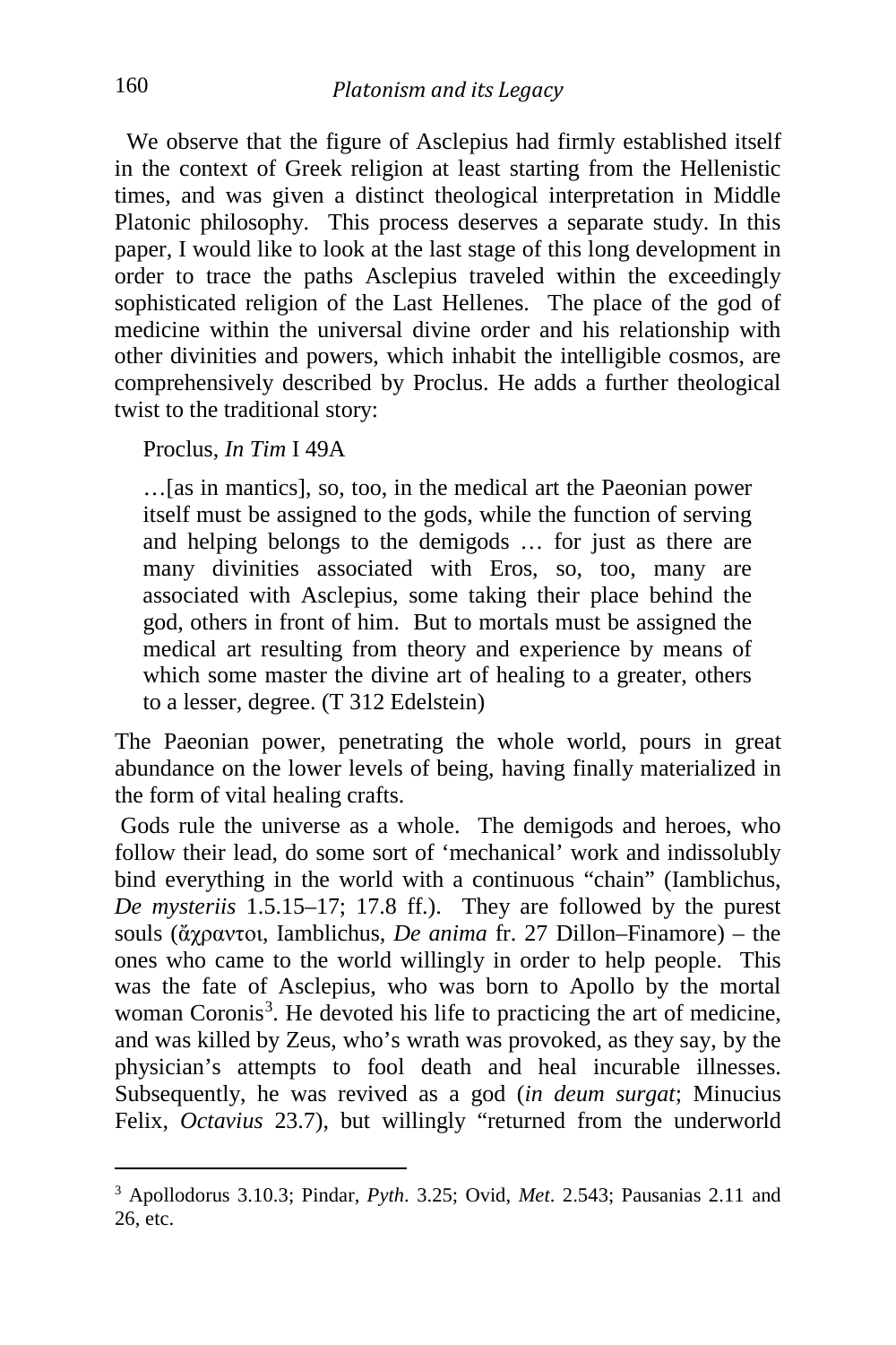We observe that the figure of Asclepius had firmly established itself in the context of Greek religion at least starting from the Hellenistic times, and was given a distinct theological interpretation in Middle Platonic philosophy. This process deserves a separate study. In this paper, I would like to look at the last stage of this long development in order to trace the paths Asclepius traveled within the exceedingly sophisticated religion of the Last Hellenes. The place of the god of medicine within the universal divine order and his relationship with other divinities and powers, which inhabit the intelligible cosmos, are comprehensively described by Proclus. He adds a further theological twist to the traditional story:

Proclus, *In Tim* I 49A

> …[as in mantics], so, too, in the medical art the Paeonian power itself must be assigned to the gods, while the function of serving and helping belongs to the demigods … for just as there are many divinities associated with Eros, so, too, many are associated with Asclepius, some taking their place behind the god, others in front of him. But to mortals must be assigned the medical art resulting from theory and experience by means of which some master the divine art of healing to a greater, others to a lesser, degree. (T 312 Edelstein)

The Paeonian power, penetrating the whole world, pours in great abundance on the lower levels of being, having finally materialized in the form of vital healing crafts.

Gods rule the universe as a whole. The demigods and heroes, who follow their lead, do some sort of 'mechanical' work and indissolubly bind everything in the world with a continuous "chain" (Iamblichus, *De mysteriis* 1.5.15–17; 17.8 ff.). They are followed by the purest souls (ἄχραντοι, Iamblichus, *De anima* fr. 27 Dillon–Finamore) – the ones who came to the world willingly in order to help people. This was the fate of Asclepius, who was born to Apollo by the mortal woman Coronis[3]. He devoted his life to practicing the art of medicine, and was killed by Zeus, who's wrath was provoked, as they say, by the physician's attempts to fool death and heal incurable illnesses. Subsequently, he was revived as a god (*in deum surgat*; Minucius Felix, *Octavius* 23.7), but willingly "returned from the underworld

---

[3] Apollodorus 3.10.3; Pindar, *Pyth*. 3.25; Ovid, *Met*. 2.543; Pausanias 2.11 and 26, etc.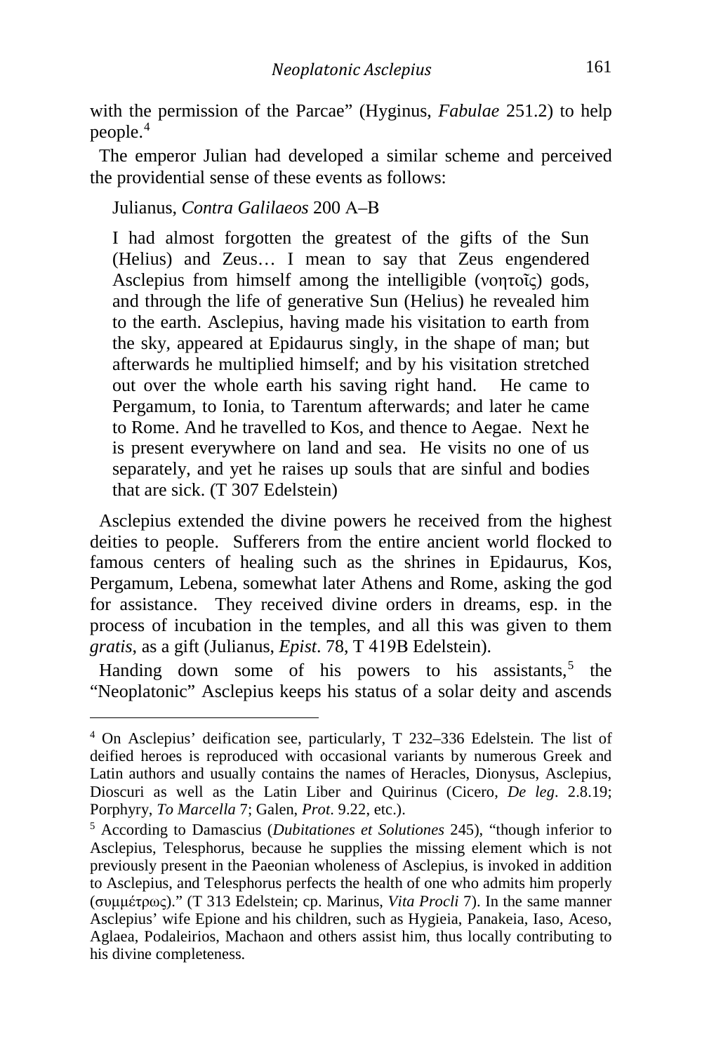with the permission of the Parcae" (Hyginus, *Fabulae* 251.2) to help people.[4]

The emperor Julian had developed a similar scheme and perceived the providential sense of these events as follows:

> Julianus, *Contra Galilaeos* 200 A–B
>
> I had almost forgotten the greatest of the gifts of the Sun (Helius) and Zeus… I mean to say that Zeus engendered Asclepius from himself among the intelligible (νοητοῖς) gods, and through the life of generative Sun (Helius) he revealed him to the earth. Asclepius, having made his visitation to earth from the sky, appeared at Epidaurus singly, in the shape of man; but afterwards he multiplied himself; and by his visitation stretched out over the whole earth his saving right hand. He came to Pergamum, to Ionia, to Tarentum afterwards; and later he came to Rome. And he travelled to Kos, and thence to Aegae. Next he is present everywhere on land and sea. He visits no one of us separately, and yet he raises up souls that are sinful and bodies that are sick. (T 307 Edelstein)

Asclepius extended the divine powers he received from the highest deities to people. Sufferers from the entire ancient world flocked to famous centers of healing such as the shrines in Epidaurus, Kos, Pergamum, Lebena, somewhat later Athens and Rome, asking the god for assistance. They received divine orders in dreams, esp. in the process of incubation in the temples, and all this was given to them *gratis*, as a gift (Julianus, *Epist*. 78, T 419B Edelstein).

Handing down some of his powers to his assistants,[5] the "Neoplatonic" Asclepius keeps his status of a solar deity and ascends

---

[4] On Asclepius' deification see, particularly, T 232–336 Edelstein. The list of deified heroes is reproduced with occasional variants by numerous Greek and Latin authors and usually contains the names of Heracles, Dionysus, Asclepius, Dioscuri as well as the Latin Liber and Quirinus (Cicero, *De leg*. 2.8.19; Porphyry, *To Marcella* 7; Galen, *Prot*. 9.22, etc.).

[5] According to Damascius (*Dubitationes et Solutiones* 245), "though inferior to Asclepius, Telesphorus, because he supplies the missing element which is not previously present in the Paeonian wholeness of Asclepius, is invoked in addition to Asclepius, and Telesphorus perfects the health of one who admits him properly (συμμέτρως)." (T 313 Edelstein; cp. Marinus, *Vita Procli* 7). In the same manner Asclepius' wife Epione and his children, such as Hygieia, Panakeia, Iaso, Aceso, Aglaea, Podaleirios, Machaon and others assist him, thus locally contributing to his divine completeness.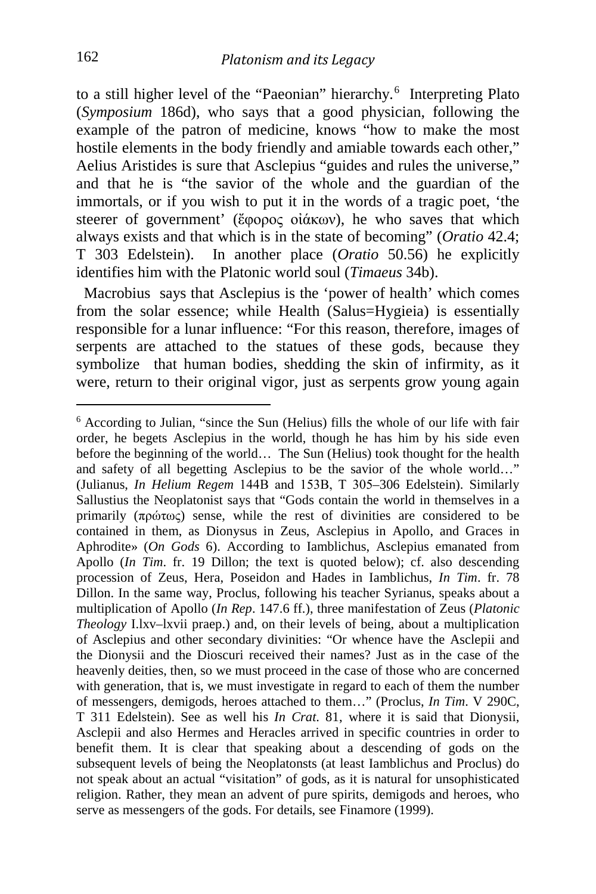to a still higher level of the "Paeonian" hierarchy.[6] Interpreting Plato (*Symposium* 186d), who says that a good physician, following the example of the patron of medicine, knows "how to make the most hostile elements in the body friendly and amiable towards each other," Aelius Aristides is sure that Asclepius "guides and rules the universe," and that he is "the savior of the whole and the guardian of the immortals, or if you wish to put it in the words of a tragic poet, 'the steerer of government' (ἔφορος οἰάκων), he who saves that which always exists and that which is in the state of becoming" (*Oratio* 42.4; T 303 Edelstein). In another place (*Oratio* 50.56) he explicitly identifies him with the Platonic world soul (*Timaeus* 34b).

Macrobius says that Asclepius is the 'power of health' which comes from the solar essence; while Health (Salus=Hygieia) is essentially responsible for a lunar influence: "For this reason, therefore, images of serpents are attached to the statues of these gods, because they symbolize that human bodies, shedding the skin of infirmity, as it were, return to their original vigor, just as serpents grow young again

---

[6] According to Julian, "since the Sun (Helius) fills the whole of our life with fair order, he begets Asclepius in the world, though he has him by his side even before the beginning of the world… The Sun (Helius) took thought for the health and safety of all begetting Asclepius to be the savior of the whole world…" (Julianus, *In Helium Regem* 144B and 153B, T 305–306 Edelstein). Similarly Sallustius the Neoplatonist says that "Gods contain the world in themselves in a primarily (πρώτως) sense, while the rest of divinities are considered to be contained in them, as Dionysus in Zeus, Asclepius in Apollo, and Graces in Aphrodite» (*On Gods* 6). According to Iamblichus, Asclepius emanated from Apollo (*In Tim*. fr. 19 Dillon; the text is quoted below); cf. also descending procession of Zeus, Hera, Poseidon and Hades in Iamblichus, *In Tim*. fr. 78 Dillon. In the same way, Proclus, following his teacher Syrianus, speaks about a multiplication of Apollo (*In Rep*. 147.6 ff.), three manifestation of Zeus (*Platonic Theology* I.lxv–lxvii praep.) and, on their levels of being, about a multiplication of Asclepius and other secondary divinities: "Or whence have the Asclepii and the Dionysii and the Dioscuri received their names? Just as in the case of the heavenly deities, then, so we must proceed in the case of those who are concerned with generation, that is, we must investigate in regard to each of them the number of messengers, demigods, heroes attached to them…" (Proclus, *In Tim*. V 290C, T 311 Edelstein). See as well his *In Crat.* 81, where it is said that Dionysii, Asclepii and also Hermes and Heracles arrived in specific countries in order to benefit them. It is clear that speaking about a descending of gods on the subsequent levels of being the Neoplatonsts (at least Iamblichus and Proclus) do not speak about an actual "visitation" of gods, as it is natural for unsophisticated religion. Rather, they mean an advent of pure spirits, demigods and heroes, who serve as messengers of the gods. For details, see Finamore (1999).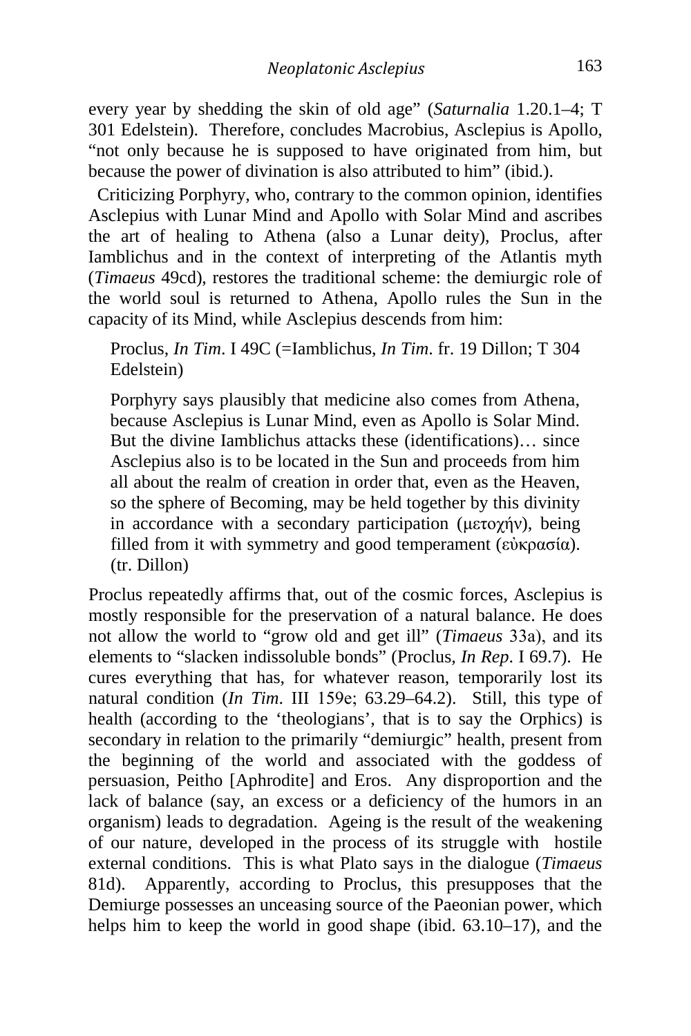every year by shedding the skin of old age" (*Saturnalia* 1.20.1–4; T 301 Edelstein). Therefore, concludes Macrobius, Asclepius is Apollo, "not only because he is supposed to have originated from him, but because the power of divination is also attributed to him" (ibid.).

Criticizing Porphyry, who, contrary to the common opinion, identifies Asclepius with Lunar Mind and Apollo with Solar Mind and ascribes the art of healing to Athena (also a Lunar deity), Proclus, after Iamblichus and in the context of interpreting of the Atlantis myth (*Timaeus* 49cd), restores the traditional scheme: the demiurgic role of the world soul is returned to Athena, Apollo rules the Sun in the capacity of its Mind, while Asclepius descends from him:

> Proclus, *In Tim*. I 49C (=Iamblichus, *In Tim*. fr. 19 Dillon; T 304 Edelstein)
>
> Porphyry says plausibly that medicine also comes from Athena, because Asclepius is Lunar Mind, even as Apollo is Solar Mind. But the divine Iamblichus attacks these (identifications)… since Asclepius also is to be located in the Sun and proceeds from him all about the realm of creation in order that, even as the Heaven, so the sphere of Becoming, may be held together by this divinity in accordance with a secondary participation (μετοχήν), being filled from it with symmetry and good temperament (εὐκρασία). (tr. Dillon)

Proclus repeatedly affirms that, out of the cosmic forces, Asclepius is mostly responsible for the preservation of a natural balance. He does not allow the world to "grow old and get ill" (*Timaeus* 33a), and its elements to "slacken indissoluble bonds" (Proclus, *In Rep*. I 69.7). He cures everything that has, for whatever reason, temporarily lost its natural condition (*In Tim*. III 159e; 63.29–64.2). Still, this type of health (according to the 'theologians', that is to say the Orphics) is secondary in relation to the primarily "demiurgic" health, present from the beginning of the world and associated with the goddess of persuasion, Peitho [Aphrodite] and Eros. Any disproportion and the lack of balance (say, an excess or a deficiency of the humors in an organism) leads to degradation. Ageing is the result of the weakening of our nature, developed in the process of its struggle with hostile external conditions. This is what Plato says in the dialogue (*Timaeus* 81d). Apparently, according to Proclus, this presupposes that the Demiurge possesses an unceasing source of the Paeonian power, which helps him to keep the world in good shape (ibid. 63.10–17), and the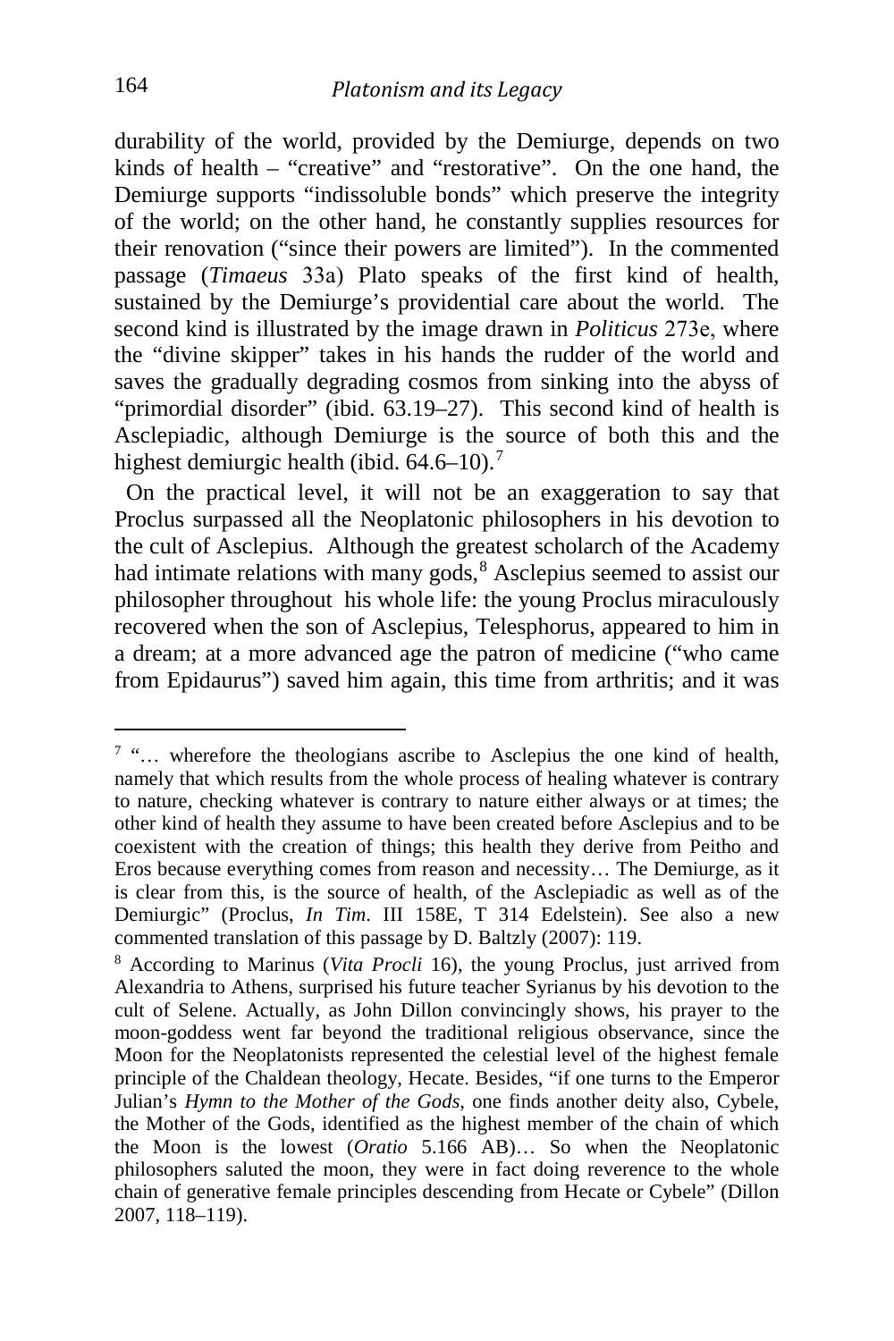durability of the world, provided by the Demiurge, depends on two kinds of health – "creative" and "restorative". On the one hand, the Demiurge supports "indissoluble bonds" which preserve the integrity of the world; on the other hand, he constantly supplies resources for their renovation ("since their powers are limited"). In the commented passage (*Timaeus* 33a) Plato speaks of the first kind of health, sustained by the Demiurge's providential care about the world. The second kind is illustrated by the image drawn in *Politicus* 273e, where the "divine skipper" takes in his hands the rudder of the world and saves the gradually degrading cosmos from sinking into the abyss of "primordial disorder" (ibid. 63.19–27). This second kind of health is Asclepiadic, although Demiurge is the source of both this and the highest demiurgic health (ibid. 64.6–10).[7]

On the practical level, it will not be an exaggeration to say that Proclus surpassed all the Neoplatonic philosophers in his devotion to the cult of Asclepius. Although the greatest scholarch of the Academy had intimate relations with many gods,[8] Asclepius seemed to assist our philosopher throughout his whole life: the young Proclus miraculously recovered when the son of Asclepius, Telesphorus, appeared to him in a dream; at a more advanced age the patron of medicine ("who came from Epidaurus") saved him again, this time from arthritis; and it was

---

[7] "… wherefore the theologians ascribe to Asclepius the one kind of health, namely that which results from the whole process of healing whatever is contrary to nature, checking whatever is contrary to nature either always or at times; the other kind of health they assume to have been created before Asclepius and to be coexistent with the creation of things; this health they derive from Peitho and Eros because everything comes from reason and necessity… The Demiurge, as it is clear from this, is the source of health, of the Asclepiadic as well as of the Demiurgic" (Proclus, *In Tim*. III 158E, T 314 Edelstein). See also a new commented translation of this passage by D. Baltzly (2007): 119.

[8] According to Marinus (*Vita Procli* 16), the young Proclus, just arrived from Alexandria to Athens, surprised his future teacher Syrianus by his devotion to the cult of Selene. Actually, as John Dillon convincingly shows, his prayer to the moon-goddess went far beyond the traditional religious observance, since the Moon for the Neoplatonists represented the celestial level of the highest female principle of the Chaldean theology, Hecate. Besides, "if one turns to the Emperor Julian's *Hymn to the Mother of the Gods*, one finds another deity also, Cybele, the Mother of the Gods, identified as the highest member of the chain of which the Moon is the lowest (*Oratio* 5.166 AB)… So when the Neoplatonic philosophers saluted the moon, they were in fact doing reverence to the whole chain of generative female principles descending from Hecate or Cybele" (Dillon 2007, 118–119).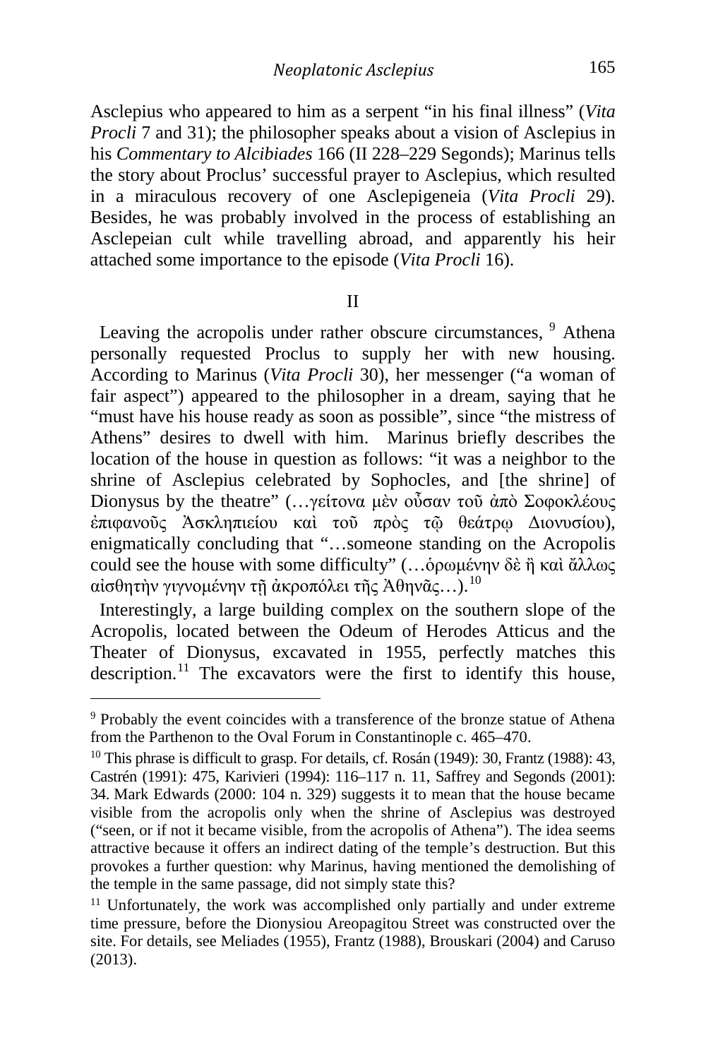Asclepius who appeared to him as a serpent "in his final illness" (*Vita Procli* 7 and 31); the philosopher speaks about a vision of Asclepius in his *Commentary to Alcibiades* 166 (II 228–229 Segonds); Marinus tells the story about Proclus' successful prayer to Asclepius, which resulted in a miraculous recovery of one Asclepigeneia (*Vita Procli* 29). Besides, he was probably involved in the process of establishing an Asclepeian cult while travelling abroad, and apparently his heir attached some importance to the episode (*Vita Procli* 16).

## II

Leaving the acropolis under rather obscure circumstances, [9] Athena personally requested Proclus to supply her with new housing. According to Marinus (*Vita Procli* 30), her messenger ("a woman of fair aspect") appeared to the philosopher in a dream, saying that he "must have his house ready as soon as possible", since "the mistress of Athens" desires to dwell with him. Marinus briefly describes the location of the house in question as follows: "it was a neighbor to the shrine of Asclepius celebrated by Sophocles, and [the shrine] of Dionysus by the theatre" (…γείτονα μὲν οὖσαν τοῦ ἀπὸ Σοφοκλέους ἐπιφανοῦς Ἀσκληπιείου καὶ τοῦ πρὸς τῷ θεάτρῳ Διονυσίου), enigmatically concluding that "…someone standing on the Acropolis could see the house with some difficulty" (…ὁρωμένην δὲ ἢ καὶ ἄλλως αἰσθητὴν γιγνομένην τῇ ἀκροπόλει τῆς Ἀθηνᾶς…).[10]

Interestingly, a large building complex on the southern slope of the Acropolis, located between the Odeum of Herodes Atticus and the Theater of Dionysus, excavated in 1955, perfectly matches this description.[11] The excavators were the first to identify this house,

[9] Probably the event coincides with a transference of the bronze statue of Athena from the Parthenon to the Oval Forum in Constantinople c. 465–470.

[10] This phrase is difficult to grasp. For details, cf. Rosán (1949): 30, Frantz (1988): 43, Castrén (1991): 475, Karivieri (1994): 116–117 n. 11, Saffrey and Segonds (2001): 34. Mark Edwards (2000: 104 n. 329) suggests it to mean that the house became visible from the acropolis only when the shrine of Asclepius was destroyed ("seen, or if not it became visible, from the acropolis of Athena"). The idea seems attractive because it offers an indirect dating of the temple's destruction. But this provokes a further question: why Marinus, having mentioned the demolishing of the temple in the same passage, did not simply state this?

[11] Unfortunately, the work was accomplished only partially and under extreme time pressure, before the Dionysiou Areopagitou Street was constructed over the site. For details, see Meliades (1955), Frantz (1988), Brouskari (2004) and Caruso (2013).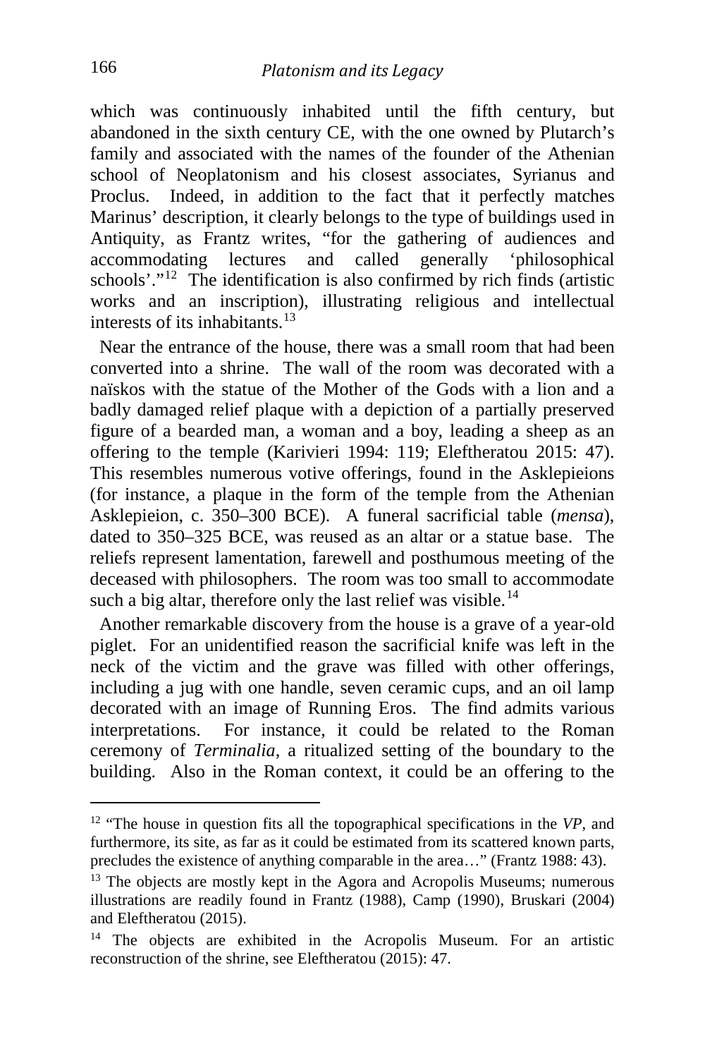which was continuously inhabited until the fifth century, but abandoned in the sixth century CE, with the one owned by Plutarch's family and associated with the names of the founder of the Athenian school of Neoplatonism and his closest associates, Syrianus and Proclus. Indeed, in addition to the fact that it perfectly matches Marinus' description, it clearly belongs to the type of buildings used in Antiquity, as Frantz writes, "for the gathering of audiences and accommodating lectures and called generally 'philosophical schools'."[12] The identification is also confirmed by rich finds (artistic works and an inscription), illustrating religious and intellectual interests of its inhabitants.[13]

Near the entrance of the house, there was a small room that had been converted into a shrine. The wall of the room was decorated with a naïskos with the statue of the Mother of the Gods with a lion and a badly damaged relief plaque with a depiction of a partially preserved figure of a bearded man, a woman and a boy, leading a sheep as an offering to the temple (Karivieri 1994: 119; Eleftheratou 2015: 47). This resembles numerous votive offerings, found in the Asklepieions (for instance, a plaque in the form of the temple from the Athenian Asklepieion, c. 350–300 BCE). A funeral sacrificial table (*mensa*), dated to 350–325 BCE, was reused as an altar or a statue base. The reliefs represent lamentation, farewell and posthumous meeting of the deceased with philosophers. The room was too small to accommodate such a big altar, therefore only the last relief was visible.[14]

Another remarkable discovery from the house is a grave of a year-old piglet. For an unidentified reason the sacrificial knife was left in the neck of the victim and the grave was filled with other offerings, including a jug with one handle, seven ceramic cups, and an oil lamp decorated with an image of Running Eros. The find admits various interpretations. For instance, it could be related to the Roman ceremony of *Terminalia*, a ritualized setting of the boundary to the building. Also in the Roman context, it could be an offering to the

---

[12] "The house in question fits all the topographical specifications in the *VP*, and furthermore, its site, as far as it could be estimated from its scattered known parts, precludes the existence of anything comparable in the area…" (Frantz 1988: 43).

[13] The objects are mostly kept in the Agora and Acropolis Museums; numerous illustrations are readily found in Frantz (1988), Camp (1990), Bruskari (2004) and Eleftheratou (2015).

[14] The objects are exhibited in the Acropolis Museum. For an artistic reconstruction of the shrine, see Eleftheratou (2015): 47.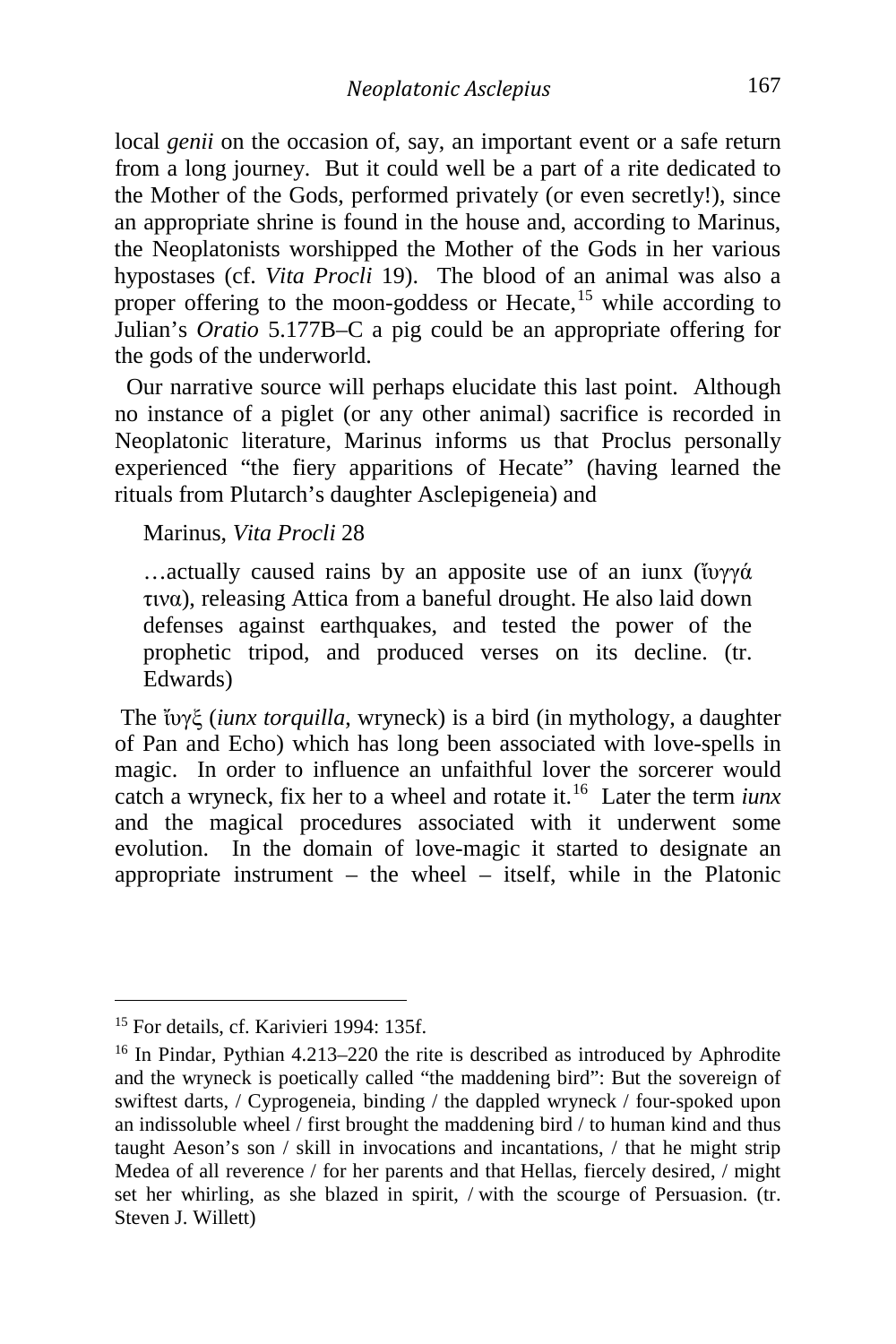local *genii* on the occasion of, say, an important event or a safe return from a long journey. But it could well be a part of a rite dedicated to the Mother of the Gods, performed privately (or even secretly!), since an appropriate shrine is found in the house and, according to Marinus, the Neoplatonists worshipped the Mother of the Gods in her various hypostases (cf. *Vita Procli* 19). The blood of an animal was also a proper offering to the moon-goddess or Hecate,[15] while according to Julian's *Oratio* 5.177B–C a pig could be an appropriate offering for the gods of the underworld.

Our narrative source will perhaps elucidate this last point. Although no instance of a piglet (or any other animal) sacrifice is recorded in Neoplatonic literature, Marinus informs us that Proclus personally experienced "the fiery apparitions of Hecate" (having learned the rituals from Plutarch's daughter Asclepigeneia) and

Marinus, *Vita Procli* 28

> …actually caused rains by an apposite use of an iunx (ἴυγγά τινα), releasing Attica from a baneful drought. He also laid down defenses against earthquakes, and tested the power of the prophetic tripod, and produced verses on its decline. (tr. Edwards)

The ἴυγξ (*iunx torquilla*, wryneck) is a bird (in mythology, a daughter of Pan and Echo) which has long been associated with love-spells in magic. In order to influence an unfaithful lover the sorcerer would catch a wryneck, fix her to a wheel and rotate it.[16] Later the term *iunx* and the magical procedures associated with it underwent some evolution. In the domain of love-magic it started to designate an appropriate instrument – the wheel – itself, while in the Platonic

---

[15] For details, cf. Karivieri 1994: 135f.

[16] In Pindar, Pythian 4.213–220 the rite is described as introduced by Aphrodite and the wryneck is poetically called "the maddening bird": But the sovereign of swiftest darts, / Cyprogeneia, binding / the dappled wryneck / four-spoked upon an indissoluble wheel / first brought the maddening bird / to human kind and thus taught Aeson's son / skill in invocations and incantations, / that he might strip Medea of all reverence / for her parents and that Hellas, fiercely desired, / might set her whirling, as she blazed in spirit, / with the scourge of Persuasion. (tr. Steven J. Willett)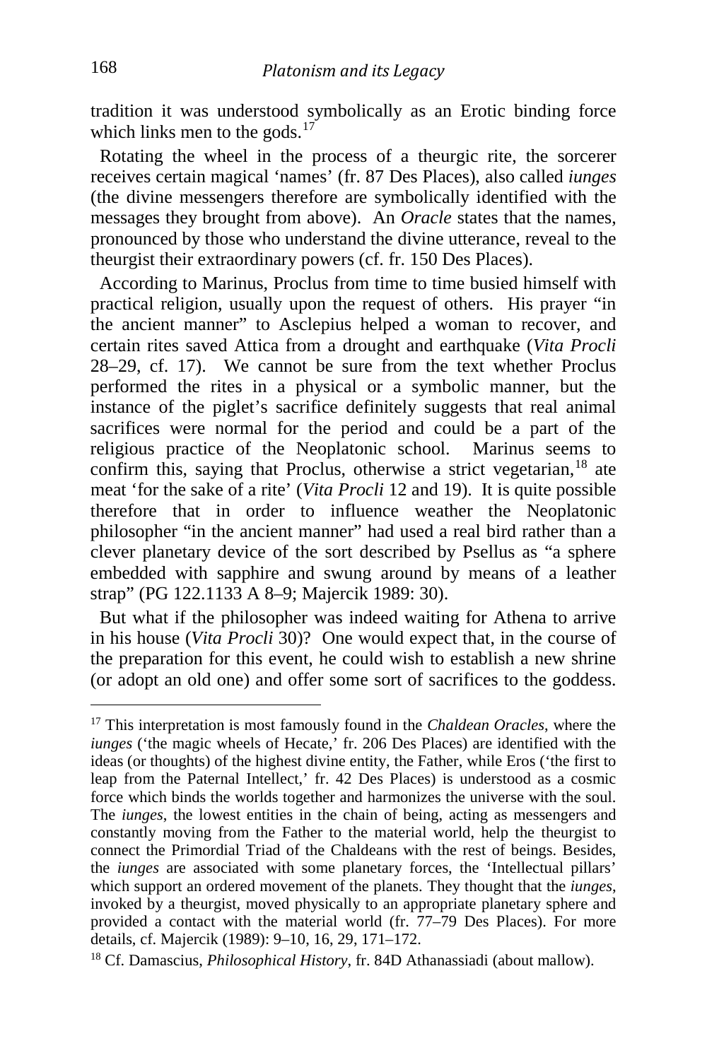tradition it was understood symbolically as an Erotic binding force which links men to the gods.[17]

Rotating the wheel in the process of a theurgic rite, the sorcerer receives certain magical 'names' (fr. 87 Des Places), also called *iunges* (the divine messengers therefore are symbolically identified with the messages they brought from above). An *Oracle* states that the names, pronounced by those who understand the divine utterance, reveal to the theurgist their extraordinary powers (cf. fr. 150 Des Places).

According to Marinus, Proclus from time to time busied himself with practical religion, usually upon the request of others. His prayer "in the ancient manner" to Asclepius helped a woman to recover, and certain rites saved Attica from a drought and earthquake (*Vita Procli* 28–29, cf. 17). We cannot be sure from the text whether Proclus performed the rites in a physical or a symbolic manner, but the instance of the piglet's sacrifice definitely suggests that real animal sacrifices were normal for the period and could be a part of the religious practice of the Neoplatonic school. Marinus seems to confirm this, saying that Proclus, otherwise a strict vegetarian,[18] ate meat 'for the sake of a rite' (*Vita Procli* 12 and 19). It is quite possible therefore that in order to influence weather the Neoplatonic philosopher "in the ancient manner" had used a real bird rather than a clever planetary device of the sort described by Psellus as "a sphere embedded with sapphire and swung around by means of a leather strap" (PG 122.1133 A 8–9; Majercik 1989: 30).

But what if the philosopher was indeed waiting for Athena to arrive in his house (*Vita Procli* 30)? One would expect that, in the course of the preparation for this event, he could wish to establish a new shrine (or adopt an old one) and offer some sort of sacrifices to the goddess.

---

[17] This interpretation is most famously found in the *Chaldean Oracles*, where the *iunges* ('the magic wheels of Hecate,' fr. 206 Des Places) are identified with the ideas (or thoughts) of the highest divine entity, the Father, while Eros ('the first to leap from the Paternal Intellect,' fr. 42 Des Places) is understood as a cosmic force which binds the worlds together and harmonizes the universe with the soul. The *iunges*, the lowest entities in the chain of being, acting as messengers and constantly moving from the Father to the material world, help the theurgist to connect the Primordial Triad of the Chaldeans with the rest of beings. Besides, the *iunges* are associated with some planetary forces, the 'Intellectual pillars' which support an ordered movement of the planets. They thought that the *iunges*, invoked by a theurgist, moved physically to an appropriate planetary sphere and provided a contact with the material world (fr. 77–79 Des Places). For more details, cf. Majercik (1989): 9–10, 16, 29, 171–172.

[18] Cf. Damascius, *Philosophical History*, fr. 84D Athanassiadi (about mallow).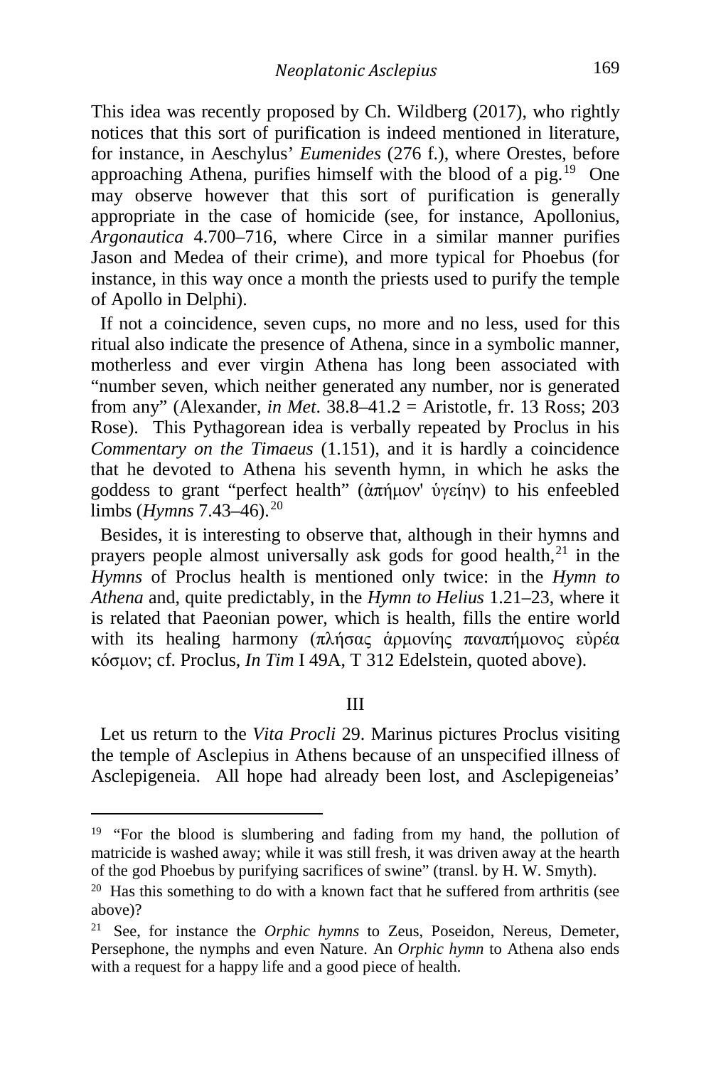This idea was recently proposed by Ch. Wildberg (2017), who rightly notices that this sort of purification is indeed mentioned in literature, for instance, in Aeschylus' *Eumenides* (276 f.), where Orestes, before approaching Athena, purifies himself with the blood of a pig.[19] One may observe however that this sort of purification is generally appropriate in the case of homicide (see, for instance, Apollonius, *Argonautica* 4.700–716, where Circe in a similar manner purifies Jason and Medea of their crime), and more typical for Phoebus (for instance, in this way once a month the priests used to purify the temple of Apollo in Delphi).

If not a coincidence, seven cups, no more and no less, used for this ritual also indicate the presence of Athena, since in a symbolic manner, motherless and ever virgin Athena has long been associated with "number seven, which neither generated any number, nor is generated from any" (Alexander, *in Met*. 38.8–41.2 = Aristotle, fr. 13 Ross; 203 Rose). This Pythagorean idea is verbally repeated by Proclus in his *Commentary on the Timaeus* (1.151), and it is hardly a coincidence that he devoted to Athena his seventh hymn, in which he asks the goddess to grant "perfect health" (ἀπήμον' ὑγείην) to his enfeebled limbs (*Hymns* 7.43–46).[20]

Besides, it is interesting to observe that, although in their hymns and prayers people almost universally ask gods for good health,[21] in the *Hymns* of Proclus health is mentioned only twice: in the *Hymn to Athena* and, quite predictably, in the *Hymn to Helius* 1.21–23, where it is related that Paeonian power, which is health, fills the entire world with its healing harmony (πλήσας ἁρμονίης παναπήμονος εὐρέα κόσμον; cf. Proclus, *In Tim* I 49A, T 312 Edelstein, quoted above).

## III

Let us return to the *Vita Procli* 29. Marinus pictures Proclus visiting the temple of Asclepius in Athens because of an unspecified illness of Asclepigeneia. All hope had already been lost, and Asclepigeneias'

---

[19] "For the blood is slumbering and fading from my hand, the pollution of matricide is washed away; while it was still fresh, it was driven away at the hearth of the god Phoebus by purifying sacrifices of swine" (transl. by H. W. Smyth).

[20] Has this something to do with a known fact that he suffered from arthritis (see above)?

[21] See, for instance the *Orphic hymns* to Zeus, Poseidon, Nereus, Demeter, Persephone, the nymphs and even Nature. An *Orphic hymn* to Athena also ends with a request for a happy life and a good piece of health.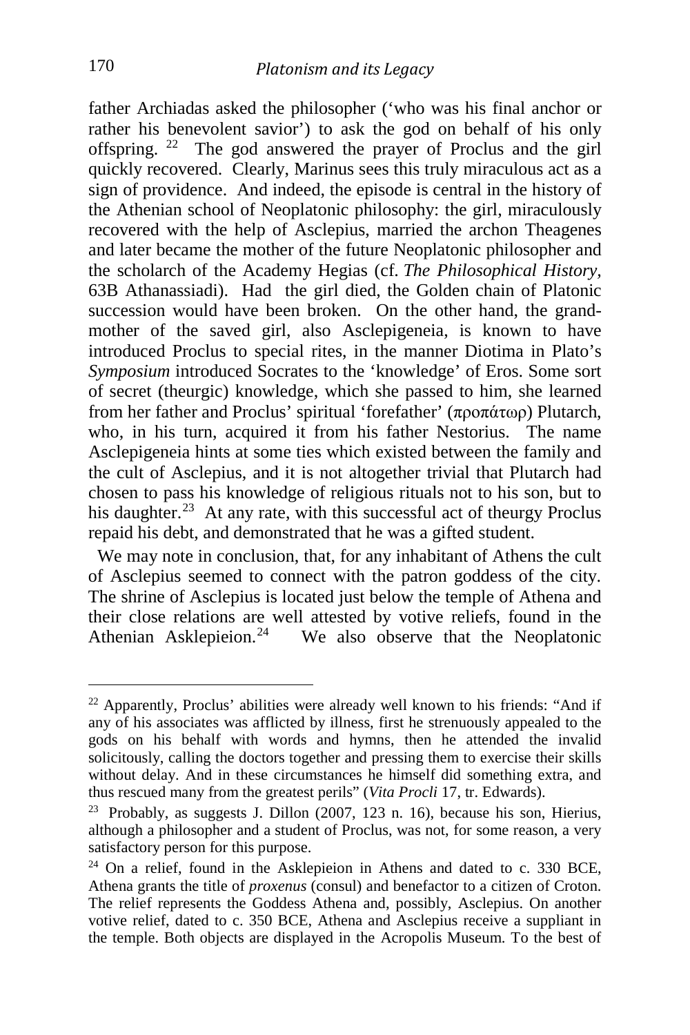father Archiadas asked the philosopher ('who was his final anchor or rather his benevolent savior') to ask the god on behalf of his only offspring. [22] The god answered the prayer of Proclus and the girl quickly recovered. Clearly, Marinus sees this truly miraculous act as a sign of providence. And indeed, the episode is central in the history of the Athenian school of Neoplatonic philosophy: the girl, miraculously recovered with the help of Asclepius, married the archon Theagenes and later became the mother of the future Neoplatonic philosopher and the scholarch of the Academy Hegias (cf. *The Philosophical History*, 63B Athanassiadi). Had the girl died, the Golden chain of Platonic succession would have been broken. On the other hand, the grand-mother of the saved girl, also Asclepigeneia, is known to have introduced Proclus to special rites, in the manner Diotima in Plato's *Symposium* introduced Socrates to the 'knowledge' of Eros. Some sort of secret (theurgic) knowledge, which she passed to him, she learned from her father and Proclus' spiritual 'forefather' (προπάτωρ) Plutarch, who, in his turn, acquired it from his father Nestorius. The name Asclepigeneia hints at some ties which existed between the family and the cult of Asclepius, and it is not altogether trivial that Plutarch had chosen to pass his knowledge of religious rituals not to his son, but to his daughter.[23] At any rate, with this successful act of theurgy Proclus repaid his debt, and demonstrated that he was a gifted student.

We may note in conclusion, that, for any inhabitant of Athens the cult of Asclepius seemed to connect with the patron goddess of the city. The shrine of Asclepius is located just below the temple of Athena and their close relations are well attested by votive reliefs, found in the Athenian Asklepieion.[24] We also observe that the Neoplatonic

---

[22] Apparently, Proclus' abilities were already well known to his friends: "And if any of his associates was afflicted by illness, first he strenuously appealed to the gods on his behalf with words and hymns, then he attended the invalid solicitously, calling the doctors together and pressing them to exercise their skills without delay. And in these circumstances he himself did something extra, and thus rescued many from the greatest perils" (*Vita Procli* 17, tr. Edwards).

[23] Probably, as suggests J. Dillon (2007, 123 n. 16), because his son, Hierius, although a philosopher and a student of Proclus, was not, for some reason, a very satisfactory person for this purpose.

[24] On a relief, found in the Asklepieion in Athens and dated to c. 330 BCE, Athena grants the title of *proxenus* (consul) and benefactor to a citizen of Croton. The relief represents the Goddess Athena and, possibly, Asclepius. On another votive relief, dated to c. 350 BCE, Athena and Asclepius receive a suppliant in the temple. Both objects are displayed in the Acropolis Museum. To the best of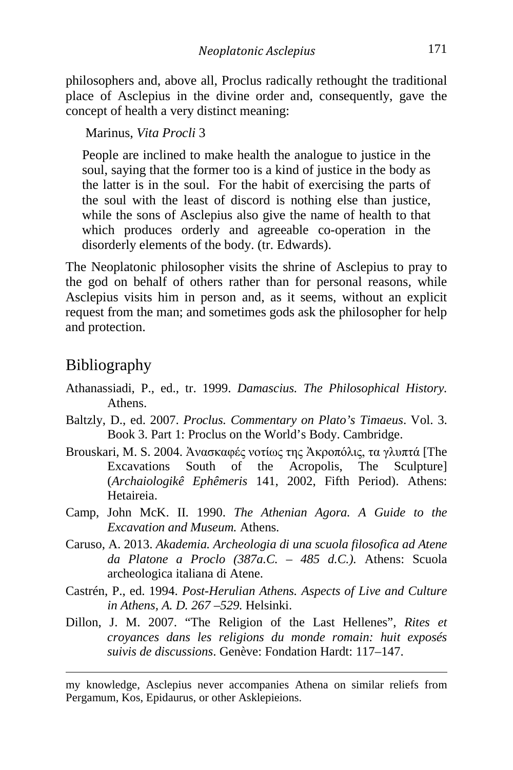philosophers and, above all, Proclus radically rethought the traditional place of Asclepius in the divine order and, consequently, gave the concept of health a very distinct meaning:

Marinus, *Vita Procli* 3

> People are inclined to make health the analogue to justice in the soul, saying that the former too is a kind of justice in the body as the latter is in the soul. For the habit of exercising the parts of the soul with the least of discord is nothing else than justice, while the sons of Asclepius also give the name of health to that which produces orderly and agreeable co-operation in the disorderly elements of the body. (tr. Edwards).

The Neoplatonic philosopher visits the shrine of Asclepius to pray to the god on behalf of others rather than for personal reasons, while Asclepius visits him in person and, as it seems, without an explicit request from the man; and sometimes gods ask the philosopher for help and protection.

## Bibliography

Athanassiadi, P., ed., tr. 1999. *Damascius. The Philosophical History.* Athens.

Baltzly, D., ed. 2007. *Proclus. Commentary on Plato's Timaeus*. Vol. 3. Book 3. Part 1: Proclus on the World's Body. Cambridge.

Brouskari, M. S. 2004. Ἀνασκαφές νοτίως της Ἀκροπόλις, τα γλυπτά [The Excavations South of the Acropolis, The Sculpture] (*Archaiologikê Ephêmeris* 141, 2002, Fifth Period). Athens: Hetaireia.

Camp, John McK. II. 1990. *The Athenian Agora. A Guide to the Excavation and Museum.* Athens.

Caruso, A. 2013. *Akademia. Archeologia di una scuola filosofica ad Atene da Platone a Proclo (387a.C. – 485 d.C.).* Athens: Scuola archeologica italiana di Atene.

Castrén, P., ed. 1994. *Post-Herulian Athens. Aspects of Live and Culture in Athens, A. D. 267 –529.* Helsinki.

Dillon, J. M. 2007. "The Religion of the Last Hellenes", *Rites et croyances dans les religions du monde romain: huit exposés suivis de discussions*. Genève: Fondation Hardt: 117–147.

---

my knowledge, Asclepius never accompanies Athena on similar reliefs from Pergamum, Kos, Epidaurus, or other Asklepieions.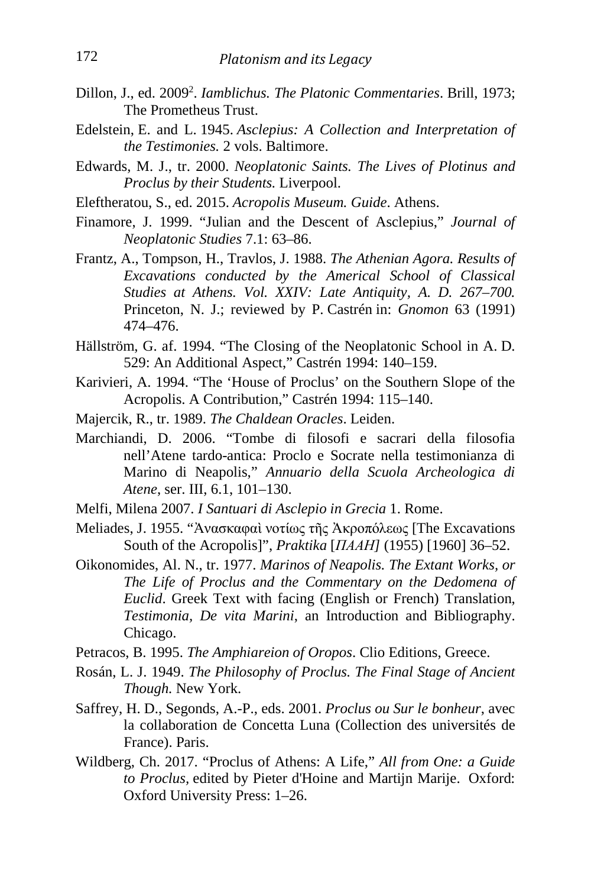Dillon, J., ed. 2009[2]. *Iamblichus. The Platonic Commentaries*. Brill, 1973; The Prometheus Trust.

Edelstein, E. and L. 1945. *Asclepius: A Collection and Interpretation of the Testimonies.* 2 vols. Baltimore.

Edwards, M. J., tr. 2000. *Neoplatonic Saints. The Lives of Plotinus and Proclus by their Students.* Liverpool.

Eleftheratou, S., ed. 2015. *Acropolis Museum. Guide*. Athens.

Finamore, J. 1999. "Julian and the Descent of Asclepius," *Journal of Neoplatonic Studies* 7.1: 63–86.

Frantz, A., Tompson, H., Travlos, J. 1988. *The Athenian Agora. Results of Excavations conducted by the Americal School of Classical Studies at Athens. Vol. XXIV: Late Antiquity, A. D. 267–700.* Princeton, N. J.; reviewed by P. Castrén in: *Gnomon* 63 (1991) 474–476.

Hällström, G. af. 1994. "The Closing of the Neoplatonic School in A. D. 529: An Additional Aspect," Castrén 1994: 140–159.

Karivieri, A. 1994. "The 'House of Proclus' on the Southern Slope of the Acropolis. A Contribution," Castrén 1994: 115–140.

Majercik, R., tr. 1989. *The Chaldean Oracles*. Leiden.

Marchiandi, D. 2006. "Tombe di filosofi e sacrari della filosofia nell'Atene tardo-antica: Proclo e Socrate nella testimonianza di Marino di Neapolis," *Annuario della Scuola Archeologica di Atene*, ser. III, 6.1, 101–130.

Melfi, Milena 2007. *I Santuari di Asclepio in Grecia* 1. Rome.

Meliades, J. 1955. "Ἀνασκαφαὶ νοτίως τῆς Ἀκροπόλεως [The Excavations South of the Acropolis]", *Praktika* [*ΠΑΑΗ]* (1955) [1960] 36–52.

Oikonomides, Al. N., tr. 1977. *Marinos of Neapolis. The Extant Works, or The Life of Proclus and the Commentary on the Dedomena of Euclid*. Greek Text with facing (English or French) Translation, *Testimonia*, *De vita Marini*, an Introduction and Bibliography. Chicago.

Petracos, B. 1995. *The Amphiareion of Oropos*. Clio Editions, Greece.

Rosán, L. J. 1949. *The Philosophy of Proclus. The Final Stage of Ancient Though.* New York.

Saffrey, H. D., Segonds, A.-P., eds. 2001. *Proclus ou Sur le bonheur*, avec la collaboration de Concetta Luna (Collection des universités de France). Paris.

Wildberg, Ch. 2017. "Proclus of Athens: A Life," *All from One: a Guide to Proclus*, edited by Pieter d'Hoine and Martijn Marije. Oxford: Oxford University Press: 1–26.